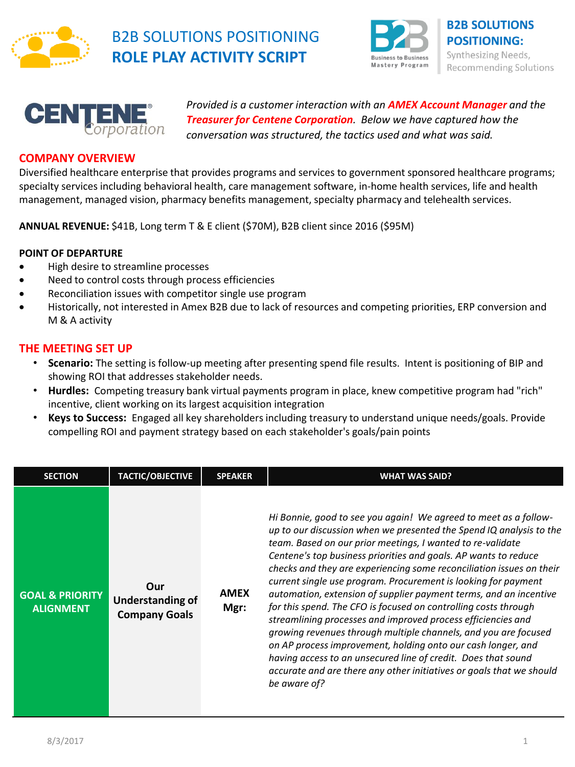# B2B SOLUTIONS POSITIONING
# ROLE PLAY ACTIVITY SCRIPT

**B2B SOLUTIONS POSITIONING:** Synthesizing Needs, Recommending Solutions

*Provided is a customer interaction with an **AMEX Account Manager** and the **Treasurer for Centene Corporation**. Below we have captured how the conversation was structured, the tactics used and what was said.*

## COMPANY OVERVIEW

Diversified healthcare enterprise that provides programs and services to government sponsored healthcare programs; specialty services including behavioral health, care management software, in-home health services, life and health management, managed vision, pharmacy benefits management, specialty pharmacy and telehealth services.

**ANNUAL REVENUE:** $41B, Long term T & E client ($70M), B2B client since 2016 ($95M)

**POINT OF DEPARTURE**

- High desire to streamline processes
- Need to control costs through process efficiencies
- Reconciliation issues with competitor single use program
- Historically, not interested in Amex B2B due to lack of resources and competing priorities, ERP conversion and M & A activity

## THE MEETING SET UP

- **Scenario:** The setting is follow-up meeting after presenting spend file results. Intent is positioning of BIP and showing ROI that addresses stakeholder needs.
- **Hurdles:** Competing treasury bank virtual payments program in place, knew competitive program had "rich" incentive, client working on its largest acquisition integration
- **Keys to Success:** Engaged all key shareholders including treasury to understand unique needs/goals. Provide compelling ROI and payment strategy based on each stakeholder's goals/pain points

| SECTION | TACTIC/OBJECTIVE | SPEAKER | WHAT WAS SAID? |
|---|---|---|---|
| **GOAL & PRIORITY ALIGNMENT** | **Our Understanding of Company Goals** | **AMEX Mgr:** | *Hi Bonnie, good to see you again! We agreed to meet as a follow-up to our discussion when we presented the Spend IQ analysis to the team. Based on our prior meetings, I wanted to re-validate Centene's top business priorities and goals. AP wants to reduce checks and they are experiencing some reconciliation issues on their current single use program. Procurement is looking for payment automation, extension of supplier payment terms, and an incentive for this spend. The CFO is focused on controlling costs through streamlining processes and improved process efficiencies and growing revenues through multiple channels, and you are focused on AP process improvement, holding onto our cash longer, and having access to an unsecured line of credit. Does that sound accurate and are there any other initiatives or goals that we should be aware of?* |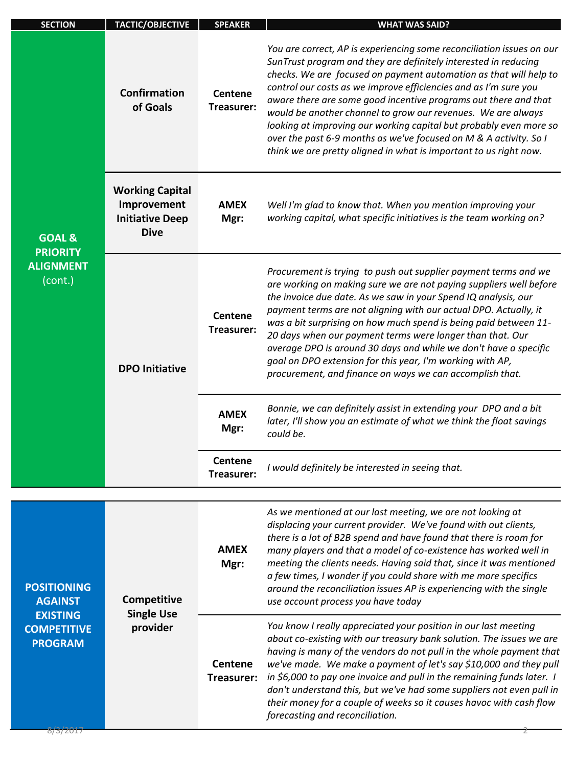| SECTION | TACTIC/OBJECTIVE | SPEAKER | WHAT WAS SAID? |
|---|---|---|---|
| **GOAL & PRIORITY ALIGNMENT** (cont.) | **Confirmation of Goals** | **Centene Treasurer:** | *You are correct, AP is experiencing some reconciliation issues on our SunTrust program and they are definitely interested in reducing checks. We are focused on payment automation as that will help to control our costs as we improve efficiencies and as I'm sure you aware there are some good incentive programs out there and that would be another channel to grow our revenues. We are always looking at improving our working capital but probably even more so over the past 6-9 months as we've focused on M & A activity. So I think we are pretty aligned in what is important to us right now.* |
| | **Working Capital Improvement Initiative Deep Dive** | **AMEX Mgr:** | *Well I'm glad to know that. When you mention improving your working capital, what specific initiatives is the team working on?* |
| | **DPO Initiative** | **Centene Treasurer:** | *Procurement is trying to push out supplier payment terms and we are working on making sure we are not paying suppliers well before the invoice due date. As we saw in your Spend IQ analysis, our payment terms are not aligning with our actual DPO. Actually, it was a bit surprising on how much spend is being paid between 11-20 days when our payment terms were longer than that. Our average DPO is around 30 days and while we don't have a specific goal on DPO extension for this year, I'm working with AP, procurement, and finance on ways we can accomplish that.* |
| | | **AMEX Mgr:** | *Bonnie, we can definitely assist in extending your DPO and a bit later, I'll show you an estimate of what we think the float savings could be.* |
| | | **Centene Treasurer:** | *I would definitely be interested in seeing that.* |
| **POSITIONING AGAINST EXISTING COMPETITIVE PROGRAM** | **Competitive Single Use provider** | **AMEX Mgr:** | *As we mentioned at our last meeting, we are not looking at displacing your current provider. We've found with out clients, there is a lot of B2B spend and have found that there is room for many players and that a model of co-existence has worked well in meeting the clients needs. Having said that, since it was mentioned a few times, I wonder if you could share with me more specifics around the reconciliation issues AP is experiencing with the single use account process you have today* |
| | | **Centene Treasurer:** | *You know I really appreciated your position in our last meeting about co-existing with our treasury bank solution. The issues we are having is many of the vendors do not pull in the whole payment that we've made. We make a payment of let's say $10,000 and they pull in $6,000 to pay one invoice and pull in the remaining funds later. I don't understand this, but we've had some suppliers not even pull in their money for a couple of weeks so it causes havoc with cash flow forecasting and reconciliation.* |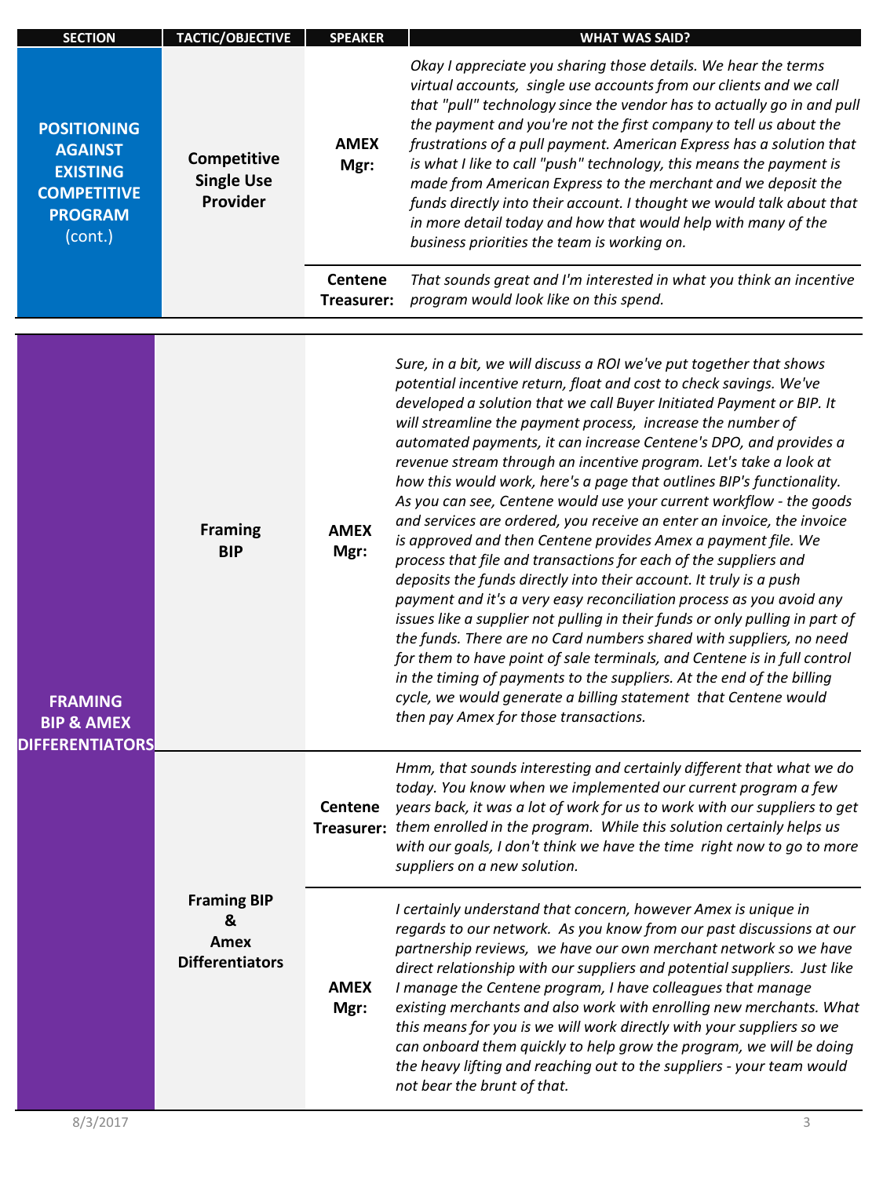| SECTION | TACTIC/OBJECTIVE | SPEAKER | WHAT WAS SAID? |
|---|---|---|---|
| **POSITIONING AGAINST EXISTING COMPETITIVE PROGRAM** (cont.) | **Competitive Single Use Provider** | **AMEX Mgr:** | *Okay I appreciate you sharing those details. We hear the terms virtual accounts, single use accounts from our clients and we call that "pull" technology since the vendor has to actually go in and pull the payment and you're not the first company to tell us about the frustrations of a pull payment. American Express has a solution that is what I like to call "push" technology, this means the payment is made from American Express to the merchant and we deposit the funds directly into their account. I thought we would talk about that in more detail today and how that would help with many of the business priorities the team is working on.* |
| | | **Centene Treasurer:** | *That sounds great and I'm interested in what you think an incentive program would look like on this spend.* |

| SECTION | TACTIC/OBJECTIVE | SPEAKER | WHAT WAS SAID? |
|---|---|---|---|
| **FRAMING BIP & AMEX DIFFERENTIATORS** | **Framing BIP** | **AMEX Mgr:** | *Sure, in a bit, we will discuss a ROI we've put together that shows potential incentive return, float and cost to check savings. We've developed a solution that we call Buyer Initiated Payment or BIP. It will streamline the payment process, increase the number of automated payments, it can increase Centene's DPO, and provides a revenue stream through an incentive program. Let's take a look at how this would work, here's a page that outlines BIP's functionality. As you can see, Centene would use your current workflow - the goods and services are ordered, you receive an enter an invoice, the invoice is approved and then Centene provides Amex a payment file. We process that file and transactions for each of the suppliers and deposits the funds directly into their account. It truly is a push payment and it's a very easy reconciliation process as you avoid any issues like a supplier not pulling in their funds or only pulling in part of the funds. There are no Card numbers shared with suppliers, no need for them to have point of sale terminals, and Centene is in full control in the timing of payments to the suppliers. At the end of the billing cycle, we would generate a billing statement that Centene would then pay Amex for those transactions.* |
| | **Framing BIP & Amex Differentiators** | **Centene Treasurer:** | *Hmm, that sounds interesting and certainly different that what we do today. You know when we implemented our current program a few years back, it was a lot of work for us to work with our suppliers to get them enrolled in the program. While this solution certainly helps us with our goals, I don't think we have the time right now to go to more suppliers on a new solution.* |
| | | **AMEX Mgr:** | *I certainly understand that concern, however Amex is unique in regards to our network. As you know from our past discussions at our partnership reviews, we have our own merchant network so we have direct relationship with our suppliers and potential suppliers. Just like I manage the Centene program, I have colleagues that manage existing merchants and also work with enrolling new merchants. What this means for you is we will work directly with your suppliers so we can onboard them quickly to help grow the program, we will be doing the heavy lifting and reaching out to the suppliers - your team would not bear the brunt of that.* |

8/3/2017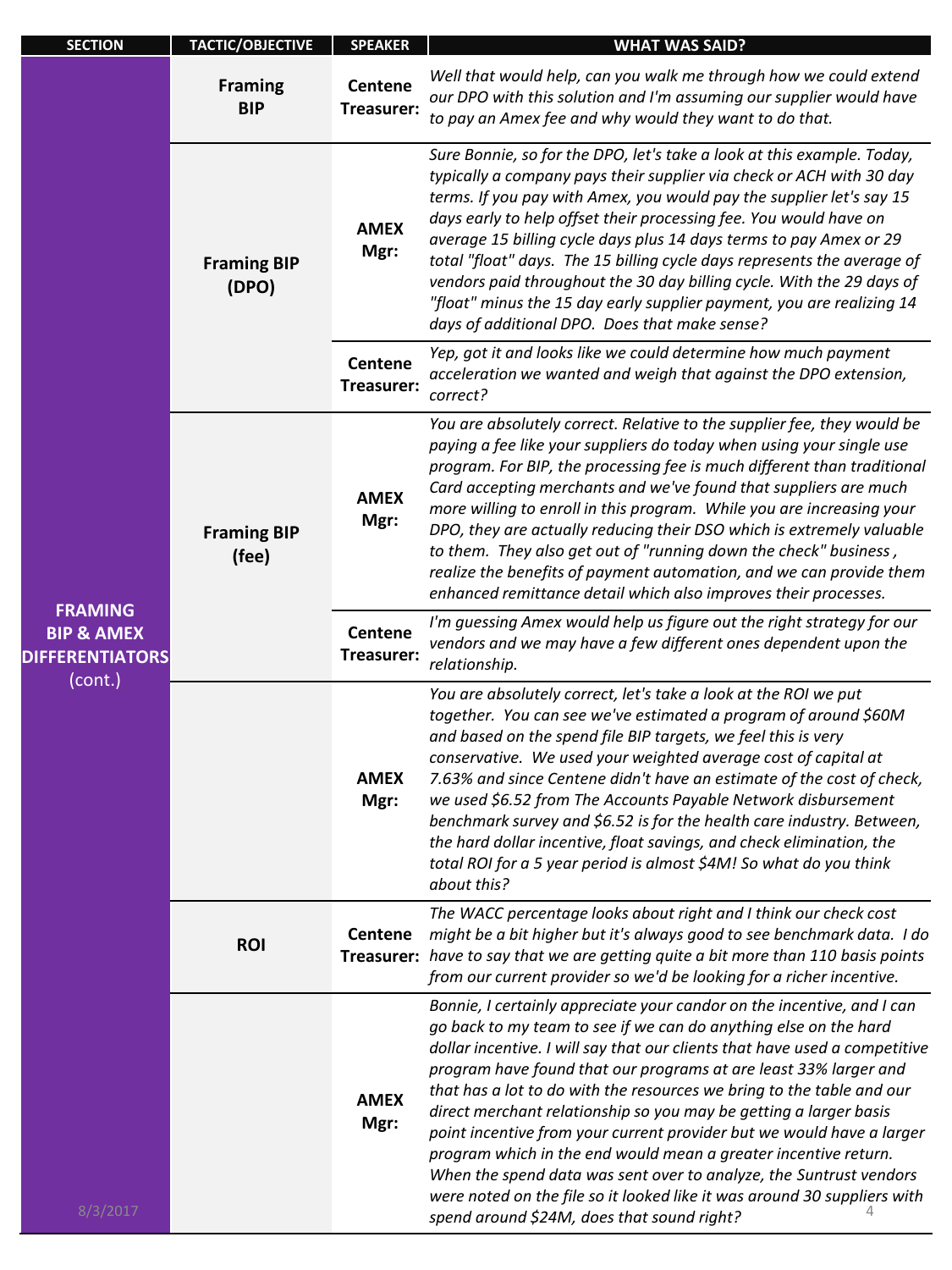| SECTION | TACTIC/OBJECTIVE | SPEAKER | WHAT WAS SAID? |
| --- | --- | --- | --- |
| **FRAMING BIP & AMEX DIFFERENTIATORS** (cont.) | **Framing BIP** | **Centene Treasurer:** | *Well that would help, can you walk me through how we could extend our DPO with this solution and I'm assuming our supplier would have to pay an Amex fee and why would they want to do that.* |
| | **Framing BIP (DPO)** | **AMEX Mgr:** | *Sure Bonnie, so for the DPO, let's take a look at this example. Today, typically a company pays their supplier via check or ACH with 30 day terms. If you pay with Amex, you would pay the supplier let's say 15 days early to help offset their processing fee. You would have on average 15 billing cycle days plus 14 days terms to pay Amex or 29 total "float" days. The 15 billing cycle days represents the average of vendors paid throughout the 30 day billing cycle. With the 29 days of "float" minus the 15 day early supplier payment, you are realizing 14 days of additional DPO. Does that make sense?* |
| | | **Centene Treasurer:** | *Yep, got it and looks like we could determine how much payment acceleration we wanted and weigh that against the DPO extension, correct?* |
| | **Framing BIP (fee)** | **AMEX Mgr:** | *You are absolutely correct. Relative to the supplier fee, they would be paying a fee like your suppliers do today when using your single use program. For BIP, the processing fee is much different than traditional Card accepting merchants and we've found that suppliers are much more willing to enroll in this program. While you are increasing your DPO, they are actually reducing their DSO which is extremely valuable to them. They also get out of "running down the check" business , realize the benefits of payment automation, and we can provide them enhanced remittance detail which also improves their processes.* |
| | | **Centene Treasurer:** | *I'm guessing Amex would help us figure out the right strategy for our vendors and we may have a few different ones dependent upon the relationship.* |
| | | **AMEX Mgr:** | *You are absolutely correct, let's take a look at the ROI we put together. You can see we've estimated a program of around $60M and based on the spend file BIP targets, we feel this is very conservative. We used your weighted average cost of capital at 7.63% and since Centene didn't have an estimate of the cost of check, we used $6.52 from The Accounts Payable Network disbursement benchmark survey and $6.52 is for the health care industry. Between, the hard dollar incentive, float savings, and check elimination, the total ROI for a 5 year period is almost $4M! So what do you think about this?* |
| | **ROI** | **Centene Treasurer:** | *The WACC percentage looks about right and I think our check cost might be a bit higher but it's always good to see benchmark data. I do have to say that we are getting quite a bit more than 110 basis points from our current provider so we'd be looking for a richer incentive.* |
| | | **AMEX Mgr:** | *Bonnie, I certainly appreciate your candor on the incentive, and I can go back to my team to see if we can do anything else on the hard dollar incentive. I will say that our clients that have used a competitive program have found that our programs at are least 33% larger and that has a lot to do with the resources we bring to the table and our direct merchant relationship so you may be getting a larger basis point incentive from your current provider but we would have a larger program which in the end would mean a greater incentive return. When the spend data was sent over to analyze, the Suntrust vendors were noted on the file so it looked like it was around 30 suppliers with spend around $24M, does that sound right?* |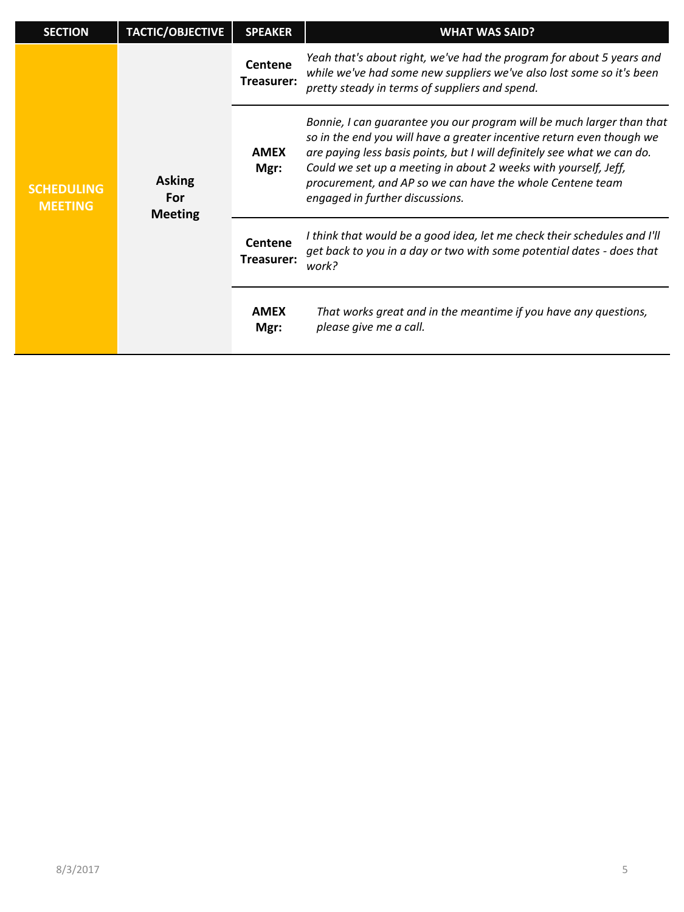| SECTION | TACTIC/OBJECTIVE | SPEAKER | WHAT WAS SAID? |
|---|---|---|---|
| **SCHEDULING MEETING** | **Asking For Meeting** | **Centene Treasurer:** | *Yeah that's about right, we've had the program for about 5 years and while we've had some new suppliers we've also lost some so it's been pretty steady in terms of suppliers and spend.* |
| | | **AMEX Mgr:** | *Bonnie, I can guarantee you our program will be much larger than that so in the end you will have a greater incentive return even though we are paying less basis points, but I will definitely see what we can do. Could we set up a meeting in about 2 weeks with yourself, Jeff, procurement, and AP so we can have the whole Centene team engaged in further discussions.* |
| | | **Centene Treasurer:** | *I think that would be a good idea, let me check their schedules and I'll get back to you in a day or two with some potential dates - does that work?* |
| | | **AMEX Mgr:** | *That works great and in the meantime if you have any questions, please give me a call.* |

8/3/2017